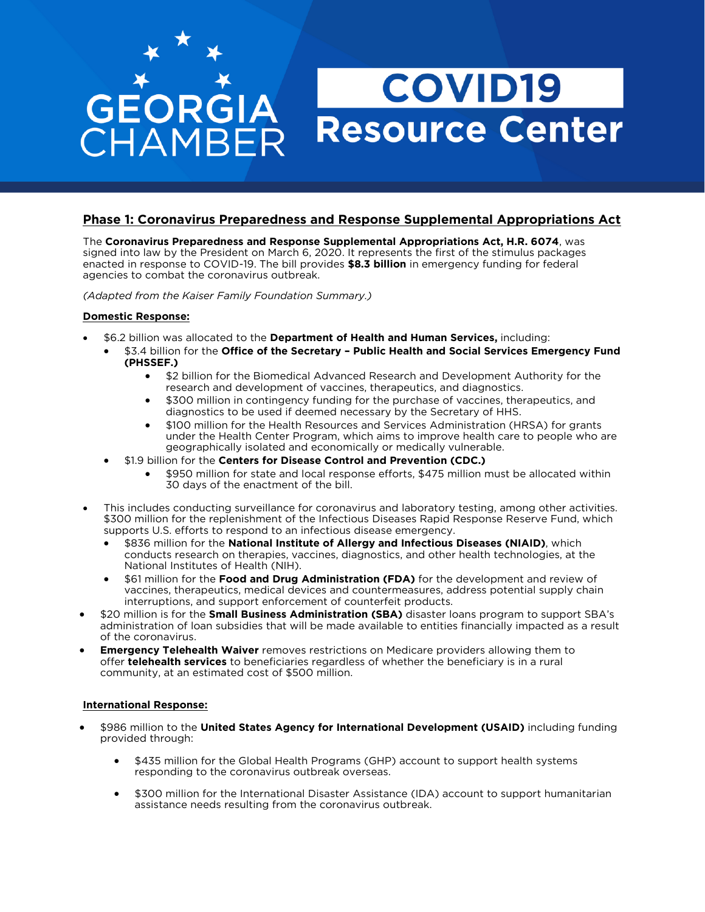GEORGIA CHAMBER

# COVID19 Resource Center

## Phase 1: Coronavirus Preparedness and Response Supplemental Appropriations Act

The **Coronavirus Preparedness and Response Supplemental Appropriations Act, H.R. 6074**, was signed into law by the President on March 6, 2020. It represents the first of the stimulus packages enacted in response to COVID-19. The bill provides **$8.3 billion** in emergency funding for federal agencies to combat the coronavirus outbreak.

*(Adapted from the Kaiser Family Foundation Summary.)*

### Domestic Response:

- $6.2 billion was allocated to the **Department of Health and Human Services,** including:
  - $3.4 billion for the **Office of the Secretary – Public Health and Social Services Emergency Fund (PHSSEF.)**
    - $2 billion for the Biomedical Advanced Research and Development Authority for the research and development of vaccines, therapeutics, and diagnostics.
    - $300 million in contingency funding for the purchase of vaccines, therapeutics, and diagnostics to be used if deemed necessary by the Secretary of HHS.
    - $100 million for the Health Resources and Services Administration (HRSA) for grants under the Health Center Program, which aims to improve health care to people who are geographically isolated and economically or medically vulnerable.
  - $1.9 billion for the **Centers for Disease Control and Prevention (CDC.)**
    - $950 million for state and local response efforts, $475 million must be allocated within 30 days of the enactment of the bill.
- This includes conducting surveillance for coronavirus and laboratory testing, among other activities. $300 million for the replenishment of the Infectious Diseases Rapid Response Reserve Fund, which supports U.S. efforts to respond to an infectious disease emergency.
  - $836 million for the **National Institute of Allergy and Infectious Diseases (NIAID)**, which conducts research on therapies, vaccines, diagnostics, and other health technologies, at the National Institutes of Health (NIH).
  - $61 million for the **Food and Drug Administration (FDA)** for the development and review of vaccines, therapeutics, medical devices and countermeasures, address potential supply chain interruptions, and support enforcement of counterfeit products.
- $20 million is for the **Small Business Administration (SBA)** disaster loans program to support SBA's administration of loan subsidies that will be made available to entities financially impacted as a result of the coronavirus.
- **Emergency Telehealth Waiver** removes restrictions on Medicare providers allowing them to offer **telehealth services** to beneficiaries regardless of whether the beneficiary is in a rural community, at an estimated cost of $500 million.

### International Response:

- $986 million to the **United States Agency for International Development (USAID)** including funding provided through:
  - $435 million for the Global Health Programs (GHP) account to support health systems responding to the coronavirus outbreak overseas.
  - $300 million for the International Disaster Assistance (IDA) account to support humanitarian assistance needs resulting from the coronavirus outbreak.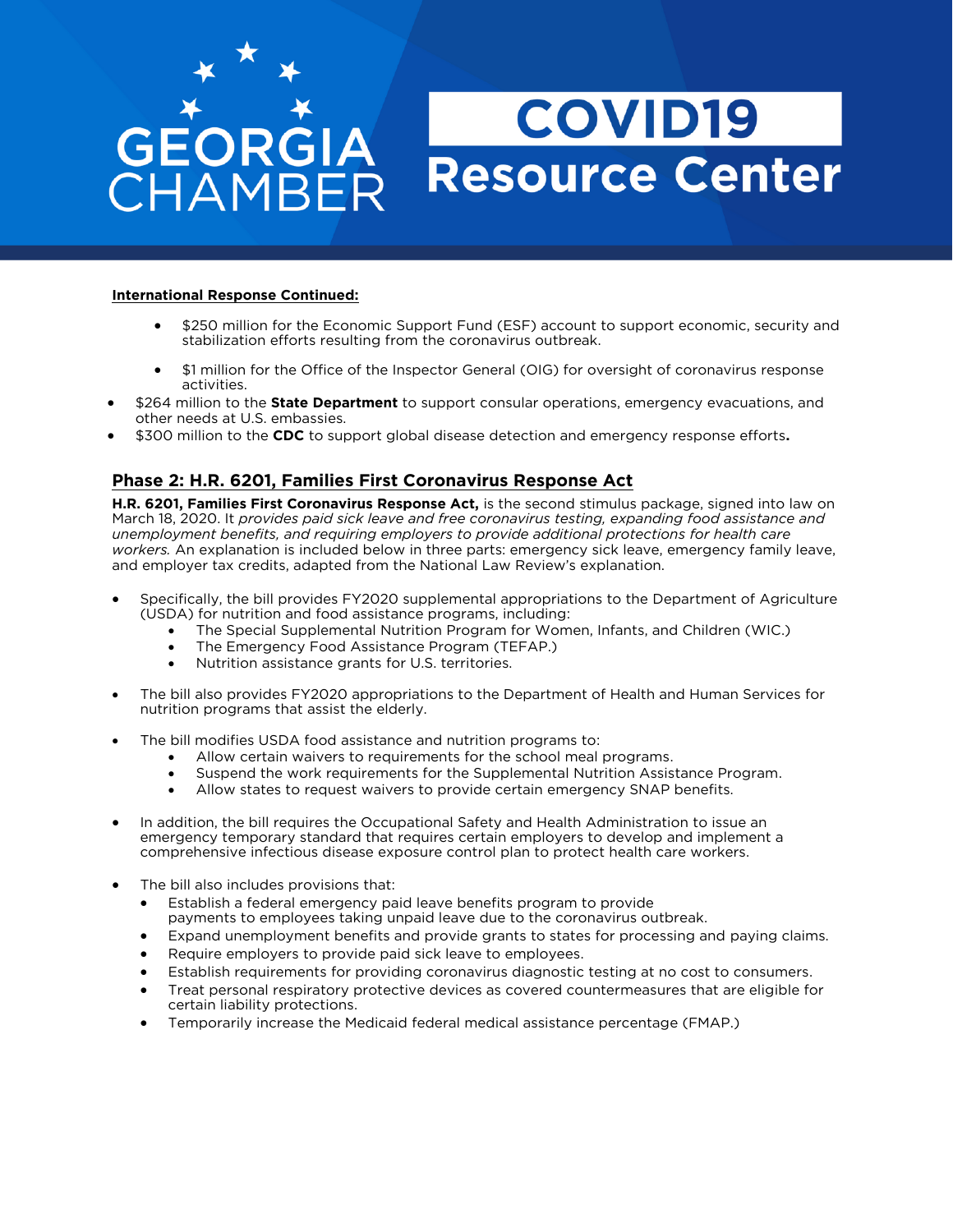**International Response Continued:**

- $250 million for the Economic Support Fund (ESF) account to support economic, security and stabilization efforts resulting from the coronavirus outbreak.

- $1 million for the Office of the Inspector General (OIG) for oversight of coronavirus response activities.

- $264 million to the **State Department** to support consular operations, emergency evacuations, and other needs at U.S. embassies.
- $300 million to the **CDC** to support global disease detection and emergency response efforts**.**

## Phase 2: H.R. 6201, Families First Coronavirus Response Act

**H.R. 6201, Families First Coronavirus Response Act,** is the second stimulus package, signed into law on March 18, 2020. It *provides paid sick leave and free coronavirus testing, expanding food assistance and unemployment benefits, and requiring employers to provide additional protections for health care workers.* An explanation is included below in three parts: emergency sick leave, emergency family leave, and employer tax credits, adapted from the National Law Review's explanation.

- Specifically, the bill provides FY2020 supplemental appropriations to the Department of Agriculture (USDA) for nutrition and food assistance programs, including:
  - The Special Supplemental Nutrition Program for Women, Infants, and Children (WIC.)
  - The Emergency Food Assistance Program (TEFAP.)
  - Nutrition assistance grants for U.S. territories.

- The bill also provides FY2020 appropriations to the Department of Health and Human Services for nutrition programs that assist the elderly.

- The bill modifies USDA food assistance and nutrition programs to:
  - Allow certain waivers to requirements for the school meal programs.
  - Suspend the work requirements for the Supplemental Nutrition Assistance Program.
  - Allow states to request waivers to provide certain emergency SNAP benefits.

- In addition, the bill requires the Occupational Safety and Health Administration to issue an emergency temporary standard that requires certain employers to develop and implement a comprehensive infectious disease exposure control plan to protect health care workers.

- The bill also includes provisions that:
  - Establish a federal emergency paid leave benefits program to provide payments to employees taking unpaid leave due to the coronavirus outbreak.
  - Expand unemployment benefits and provide grants to states for processing and paying claims.
  - Require employers to provide paid sick leave to employees.
  - Establish requirements for providing coronavirus diagnostic testing at no cost to consumers.
  - Treat personal respiratory protective devices as covered countermeasures that are eligible for certain liability protections.
  - Temporarily increase the Medicaid federal medical assistance percentage (FMAP.)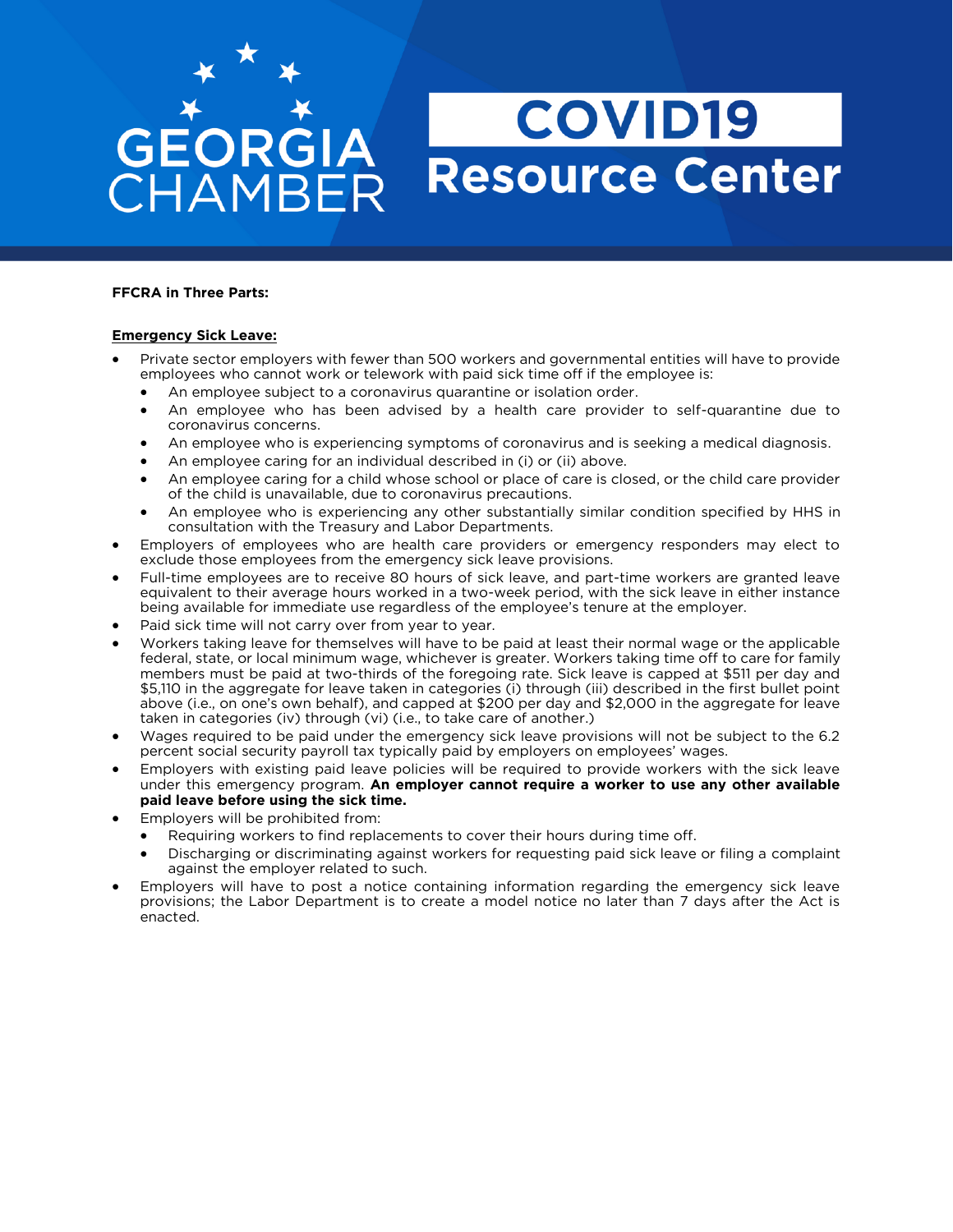**FFCRA in Three Parts:**

**Emergency Sick Leave:**

- Private sector employers with fewer than 500 workers and governmental entities will have to provide employees who cannot work or telework with paid sick time off if the employee is:
  - An employee subject to a coronavirus quarantine or isolation order.
  - An employee who has been advised by a health care provider to self-quarantine due to coronavirus concerns.
  - An employee who is experiencing symptoms of coronavirus and is seeking a medical diagnosis.
  - An employee caring for an individual described in (i) or (ii) above.
  - An employee caring for a child whose school or place of care is closed, or the child care provider of the child is unavailable, due to coronavirus precautions.
  - An employee who is experiencing any other substantially similar condition specified by HHS in consultation with the Treasury and Labor Departments.
- Employers of employees who are health care providers or emergency responders may elect to exclude those employees from the emergency sick leave provisions.
- Full-time employees are to receive 80 hours of sick leave, and part-time workers are granted leave equivalent to their average hours worked in a two-week period, with the sick leave in either instance being available for immediate use regardless of the employee's tenure at the employer.
- Paid sick time will not carry over from year to year.
- Workers taking leave for themselves will have to be paid at least their normal wage or the applicable federal, state, or local minimum wage, whichever is greater. Workers taking time off to care for family members must be paid at two-thirds of the foregoing rate. Sick leave is capped at $511 per day and $5,110 in the aggregate for leave taken in categories (i) through (iii) described in the first bullet point above (i.e., on one's own behalf), and capped at $200 per day and $2,000 in the aggregate for leave taken in categories (iv) through (vi) (i.e., to take care of another.)
- Wages required to be paid under the emergency sick leave provisions will not be subject to the 6.2 percent social security payroll tax typically paid by employers on employees' wages.
- Employers with existing paid leave policies will be required to provide workers with the sick leave under this emergency program. **An employer cannot require a worker to use any other available paid leave before using the sick time.**
- Employers will be prohibited from:
  - Requiring workers to find replacements to cover their hours during time off.
  - Discharging or discriminating against workers for requesting paid sick leave or filing a complaint against the employer related to such.
- Employers will have to post a notice containing information regarding the emergency sick leave provisions; the Labor Department is to create a model notice no later than 7 days after the Act is enacted.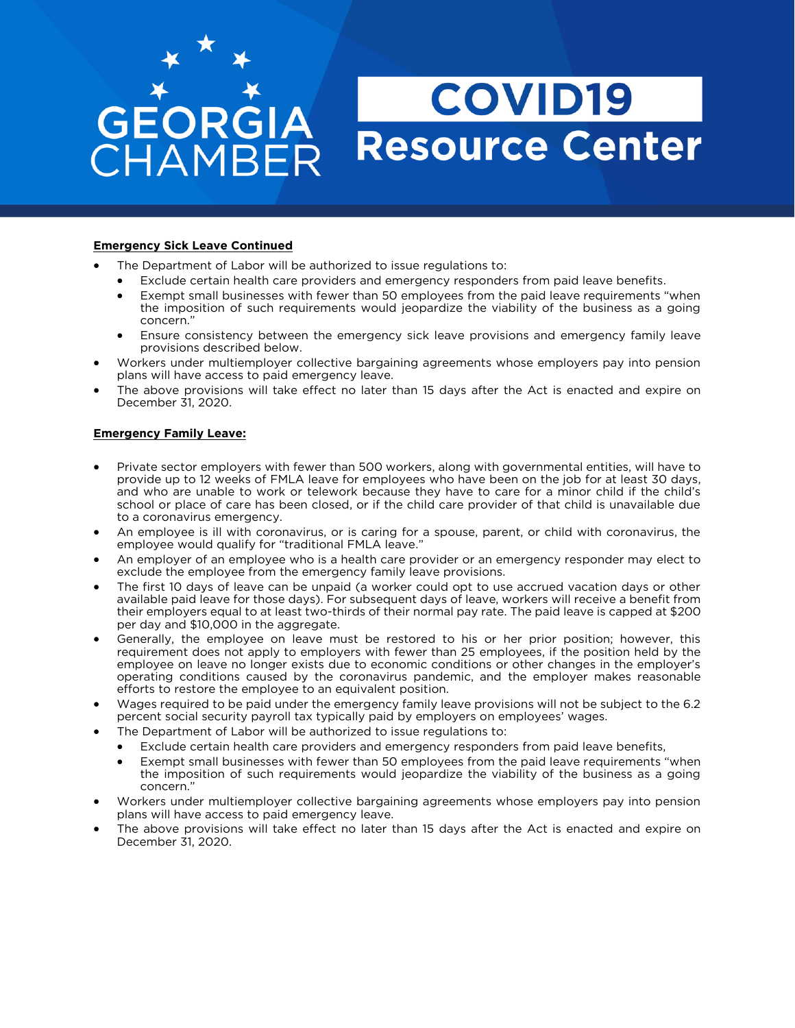**Emergency Sick Leave Continued**

- The Department of Labor will be authorized to issue regulations to:
  - Exclude certain health care providers and emergency responders from paid leave benefits.
  - Exempt small businesses with fewer than 50 employees from the paid leave requirements "when the imposition of such requirements would jeopardize the viability of the business as a going concern."
  - Ensure consistency between the emergency sick leave provisions and emergency family leave provisions described below.
- Workers under multiemployer collective bargaining agreements whose employers pay into pension plans will have access to paid emergency leave.
- The above provisions will take effect no later than 15 days after the Act is enacted and expire on December 31, 2020.

**Emergency Family Leave:**

- Private sector employers with fewer than 500 workers, along with governmental entities, will have to provide up to 12 weeks of FMLA leave for employees who have been on the job for at least 30 days, and who are unable to work or telework because they have to care for a minor child if the child's school or place of care has been closed, or if the child care provider of that child is unavailable due to a coronavirus emergency.
- An employee is ill with coronavirus, or is caring for a spouse, parent, or child with coronavirus, the employee would qualify for "traditional FMLA leave."
- An employer of an employee who is a health care provider or an emergency responder may elect to exclude the employee from the emergency family leave provisions.
- The first 10 days of leave can be unpaid (a worker could opt to use accrued vacation days or other available paid leave for those days). For subsequent days of leave, workers will receive a benefit from their employers equal to at least two-thirds of their normal pay rate. The paid leave is capped at $200 per day and $10,000 in the aggregate.
- Generally, the employee on leave must be restored to his or her prior position; however, this requirement does not apply to employers with fewer than 25 employees, if the position held by the employee on leave no longer exists due to economic conditions or other changes in the employer's operating conditions caused by the coronavirus pandemic, and the employer makes reasonable efforts to restore the employee to an equivalent position.
- Wages required to be paid under the emergency family leave provisions will not be subject to the 6.2 percent social security payroll tax typically paid by employers on employees' wages.
- The Department of Labor will be authorized to issue regulations to:
  - Exclude certain health care providers and emergency responders from paid leave benefits,
  - Exempt small businesses with fewer than 50 employees from the paid leave requirements "when the imposition of such requirements would jeopardize the viability of the business as a going concern."
- Workers under multiemployer collective bargaining agreements whose employers pay into pension plans will have access to paid emergency leave.
- The above provisions will take effect no later than 15 days after the Act is enacted and expire on December 31, 2020.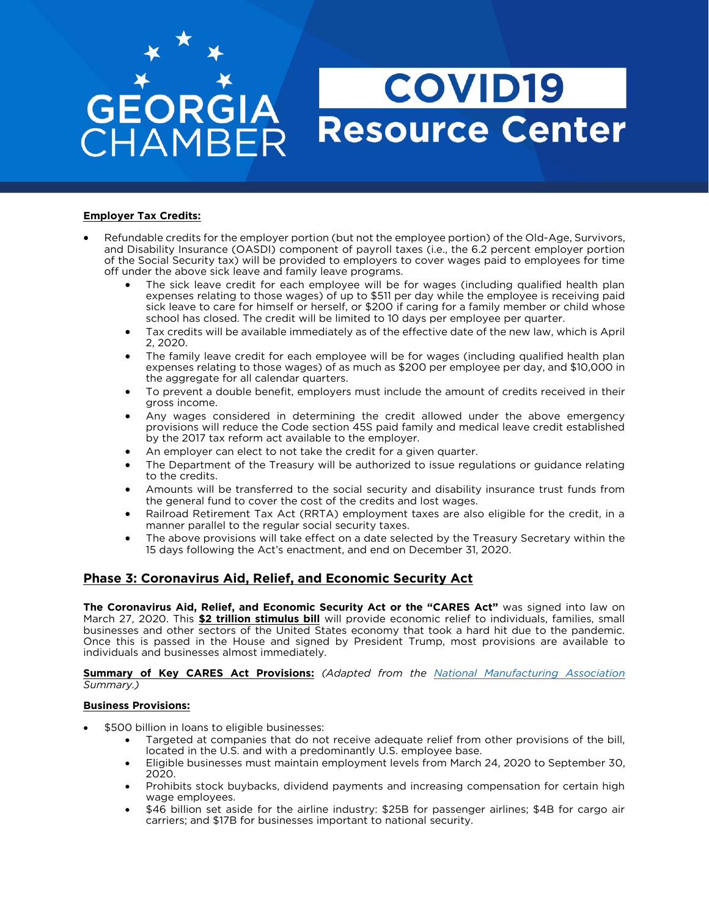**Employer Tax Credits:**

- Refundable credits for the employer portion (but not the employee portion) of the Old-Age, Survivors, and Disability Insurance (OASDI) component of payroll taxes (i.e., the 6.2 percent employer portion of the Social Security tax) will be provided to employers to cover wages paid to employees for time off under the above sick leave and family leave programs.
    - The sick leave credit for each employee will be for wages (including qualified health plan expenses relating to those wages) of up to $511 per day while the employee is receiving paid sick leave to care for himself or herself, or $200 if caring for a family member or child whose school has closed. The credit will be limited to 10 days per employee per quarter.
    - Tax credits will be available immediately as of the effective date of the new law, which is April 2, 2020.
    - The family leave credit for each employee will be for wages (including qualified health plan expenses relating to those wages) of as much as $200 per employee per day, and $10,000 in the aggregate for all calendar quarters.
    - To prevent a double benefit, employers must include the amount of credits received in their gross income.
    - Any wages considered in determining the credit allowed under the above emergency provisions will reduce the Code section 45S paid family and medical leave credit established by the 2017 tax reform act available to the employer.
    - An employer can elect to not take the credit for a given quarter.
    - The Department of the Treasury will be authorized to issue regulations or guidance relating to the credits.
    - Amounts will be transferred to the social security and disability insurance trust funds from the general fund to cover the cost of the credits and lost wages.
    - Railroad Retirement Tax Act (RRTA) employment taxes are also eligible for the credit, in a manner parallel to the regular social security taxes.
    - The above provisions will take effect on a date selected by the Treasury Secretary within the 15 days following the Act's enactment, and end on December 31, 2020.

## Phase 3: Coronavirus Aid, Relief, and Economic Security Act

**The Coronavirus Aid, Relief, and Economic Security Act or the "CARES Act"** was signed into law on March 27, 2020. This **$2 trillion stimulus bill** will provide economic relief to individuals, families, small businesses and other sectors of the United States economy that took a hard hit due to the pandemic. Once this is passed in the House and signed by President Trump, most provisions are available to individuals and businesses almost immediately.

**Summary of Key CARES Act Provisions:** *(Adapted from the National Manufacturing Association Summary.)*

**Business Provisions:**

- $500 billion in loans to eligible businesses:
    - Targeted at companies that do not receive adequate relief from other provisions of the bill, located in the U.S. and with a predominantly U.S. employee base.
    - Eligible businesses must maintain employment levels from March 24, 2020 to September 30, 2020.
    - Prohibits stock buybacks, dividend payments and increasing compensation for certain high wage employees.
    - $46 billion set aside for the airline industry: $25B for passenger airlines; $4B for cargo air carriers; and $17B for businesses important to national security.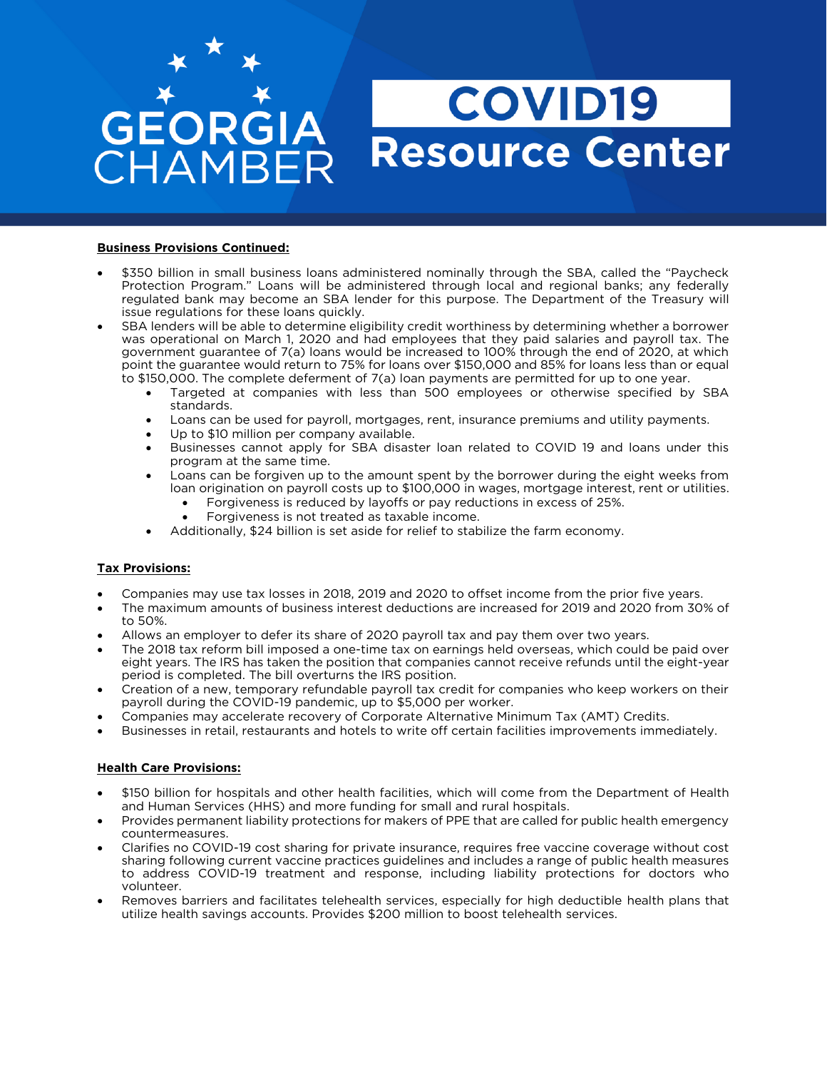**Business Provisions Continued:**

- $350 billion in small business loans administered nominally through the SBA, called the "Paycheck Protection Program." Loans will be administered through local and regional banks; any federally regulated bank may become an SBA lender for this purpose. The Department of the Treasury will issue regulations for these loans quickly.
- SBA lenders will be able to determine eligibility credit worthiness by determining whether a borrower was operational on March 1, 2020 and had employees that they paid salaries and payroll tax. The government guarantee of 7(a) loans would be increased to 100% through the end of 2020, at which point the guarantee would return to 75% for loans over $150,000 and 85% for loans less than or equal to $150,000. The complete deferment of 7(a) loan payments are permitted for up to one year.
  - Targeted at companies with less than 500 employees or otherwise specified by SBA standards.
  - Loans can be used for payroll, mortgages, rent, insurance premiums and utility payments.
  - Up to $10 million per company available.
  - Businesses cannot apply for SBA disaster loan related to COVID 19 and loans under this program at the same time.
  - Loans can be forgiven up to the amount spent by the borrower during the eight weeks from loan origination on payroll costs up to $100,000 in wages, mortgage interest, rent or utilities.
    - Forgiveness is reduced by layoffs or pay reductions in excess of 25%.
    - Forgiveness is not treated as taxable income.
  - Additionally, $24 billion is set aside for relief to stabilize the farm economy.

**Tax Provisions:**

- Companies may use tax losses in 2018, 2019 and 2020 to offset income from the prior five years.
- The maximum amounts of business interest deductions are increased for 2019 and 2020 from 30% of to 50%.
- Allows an employer to defer its share of 2020 payroll tax and pay them over two years.
- The 2018 tax reform bill imposed a one-time tax on earnings held overseas, which could be paid over eight years. The IRS has taken the position that companies cannot receive refunds until the eight-year period is completed. The bill overturns the IRS position.
- Creation of a new, temporary refundable payroll tax credit for companies who keep workers on their payroll during the COVID-19 pandemic, up to $5,000 per worker.
- Companies may accelerate recovery of Corporate Alternative Minimum Tax (AMT) Credits.
- Businesses in retail, restaurants and hotels to write off certain facilities improvements immediately.

**Health Care Provisions:**

- $150 billion for hospitals and other health facilities, which will come from the Department of Health and Human Services (HHS) and more funding for small and rural hospitals.
- Provides permanent liability protections for makers of PPE that are called for public health emergency countermeasures.
- Clarifies no COVID-19 cost sharing for private insurance, requires free vaccine coverage without cost sharing following current vaccine practices guidelines and includes a range of public health measures to address COVID-19 treatment and response, including liability protections for doctors who volunteer.
- Removes barriers and facilitates telehealth services, especially for high deductible health plans that utilize health savings accounts. Provides $200 million to boost telehealth services.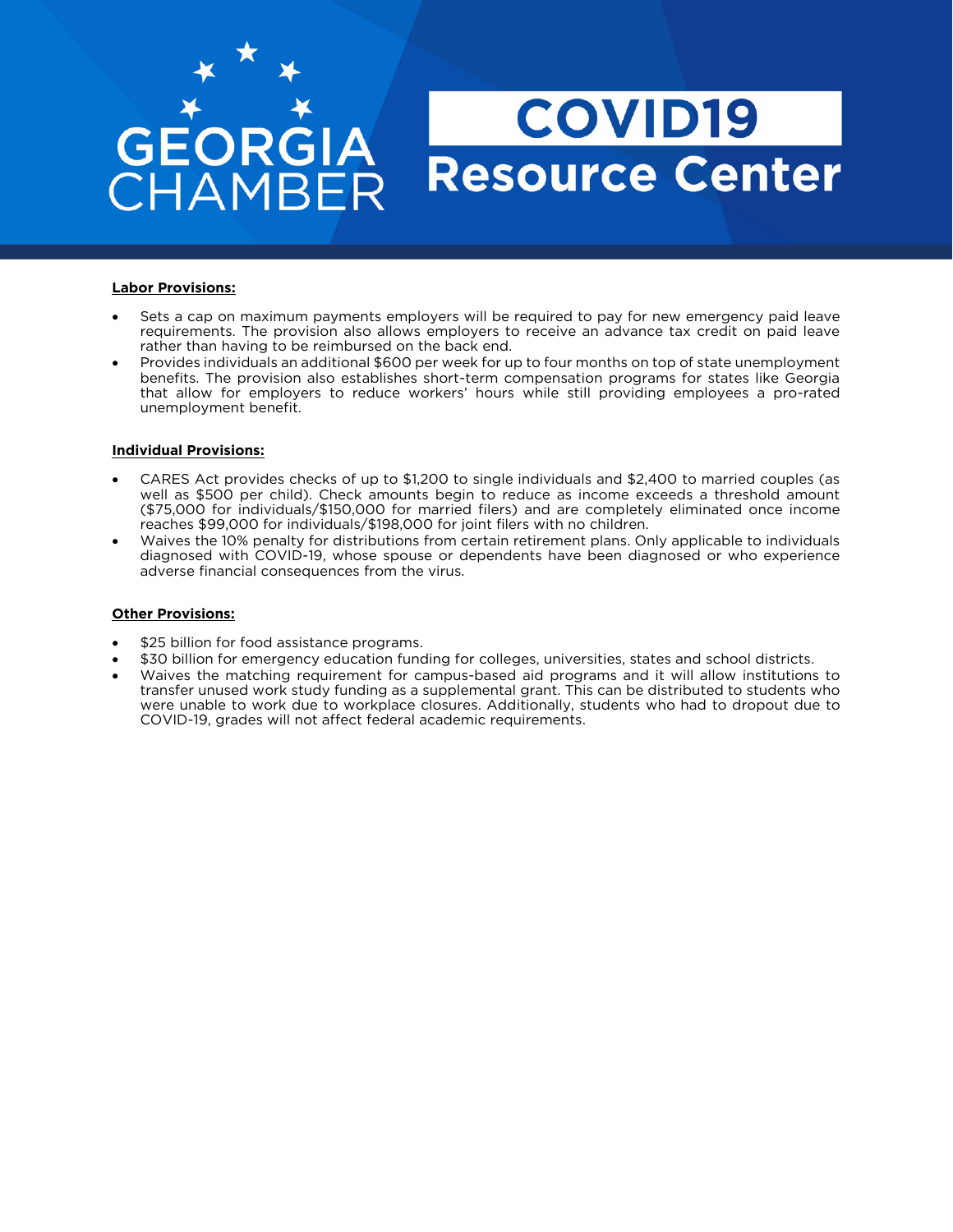**Labor Provisions:**

- Sets a cap on maximum payments employers will be required to pay for new emergency paid leave requirements. The provision also allows employers to receive an advance tax credit on paid leave rather than having to be reimbursed on the back end.
- Provides individuals an additional $600 per week for up to four months on top of state unemployment benefits. The provision also establishes short-term compensation programs for states like Georgia that allow for employers to reduce workers' hours while still providing employees a pro-rated unemployment benefit.

**Individual Provisions:**

- CARES Act provides checks of up to $1,200 to single individuals and $2,400 to married couples (as well as $500 per child). Check amounts begin to reduce as income exceeds a threshold amount ($75,000 for individuals/$150,000 for married filers) and are completely eliminated once income reaches $99,000 for individuals/$198,000 for joint filers with no children.
- Waives the 10% penalty for distributions from certain retirement plans. Only applicable to individuals diagnosed with COVID-19, whose spouse or dependents have been diagnosed or who experience adverse financial consequences from the virus.

**Other Provisions:**

- $25 billion for food assistance programs.
- $30 billion for emergency education funding for colleges, universities, states and school districts.
- Waives the matching requirement for campus-based aid programs and it will allow institutions to transfer unused work study funding as a supplemental grant. This can be distributed to students who were unable to work due to workplace closures. Additionally, students who had to dropout due to COVID-19, grades will not affect federal academic requirements.